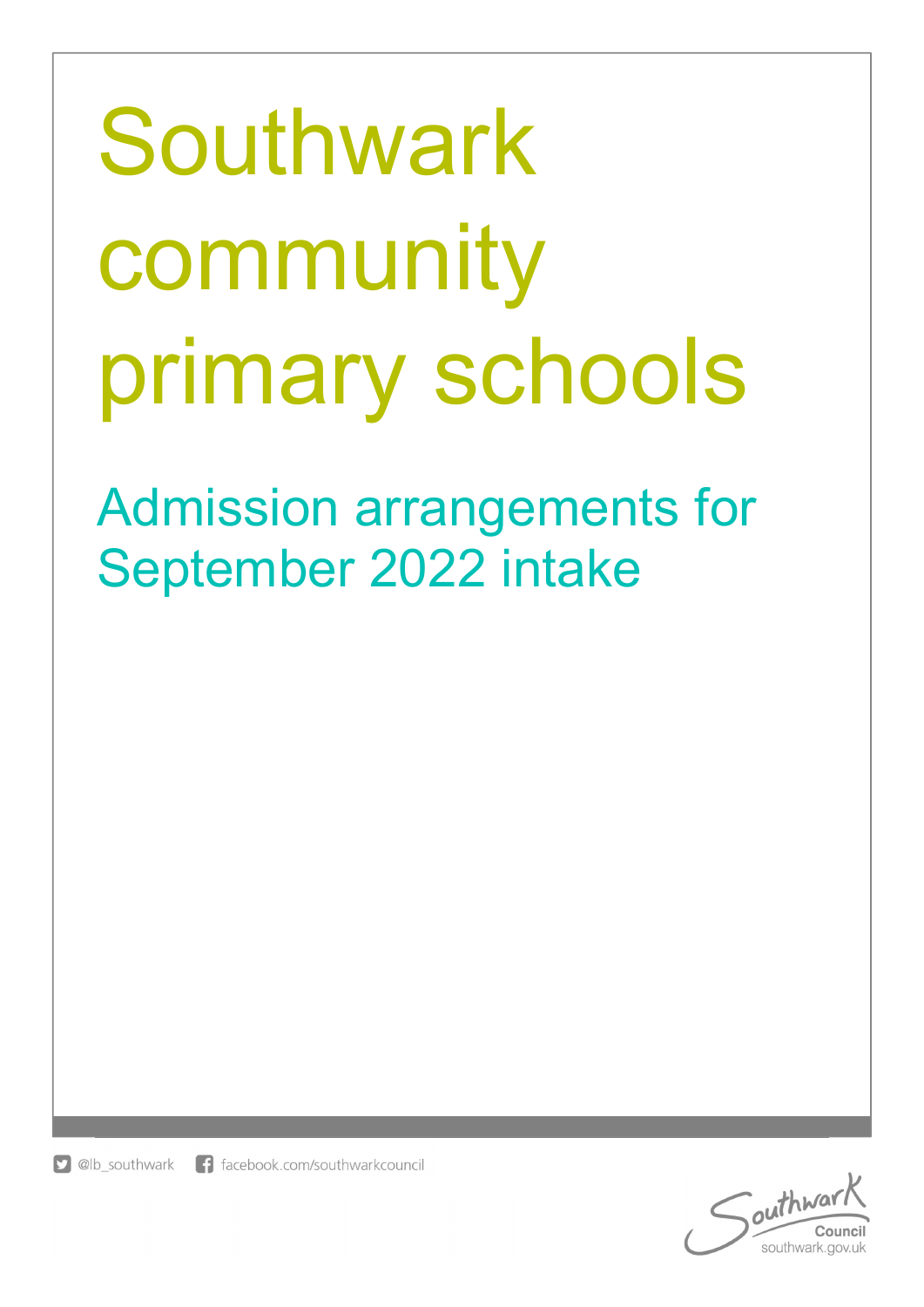# Southwark community primary schools

## Admission arrangements for September 2022 intake

@lb_southwark   facebook.com/southwarkcouncil

Southwark Council
southwark.gov.uk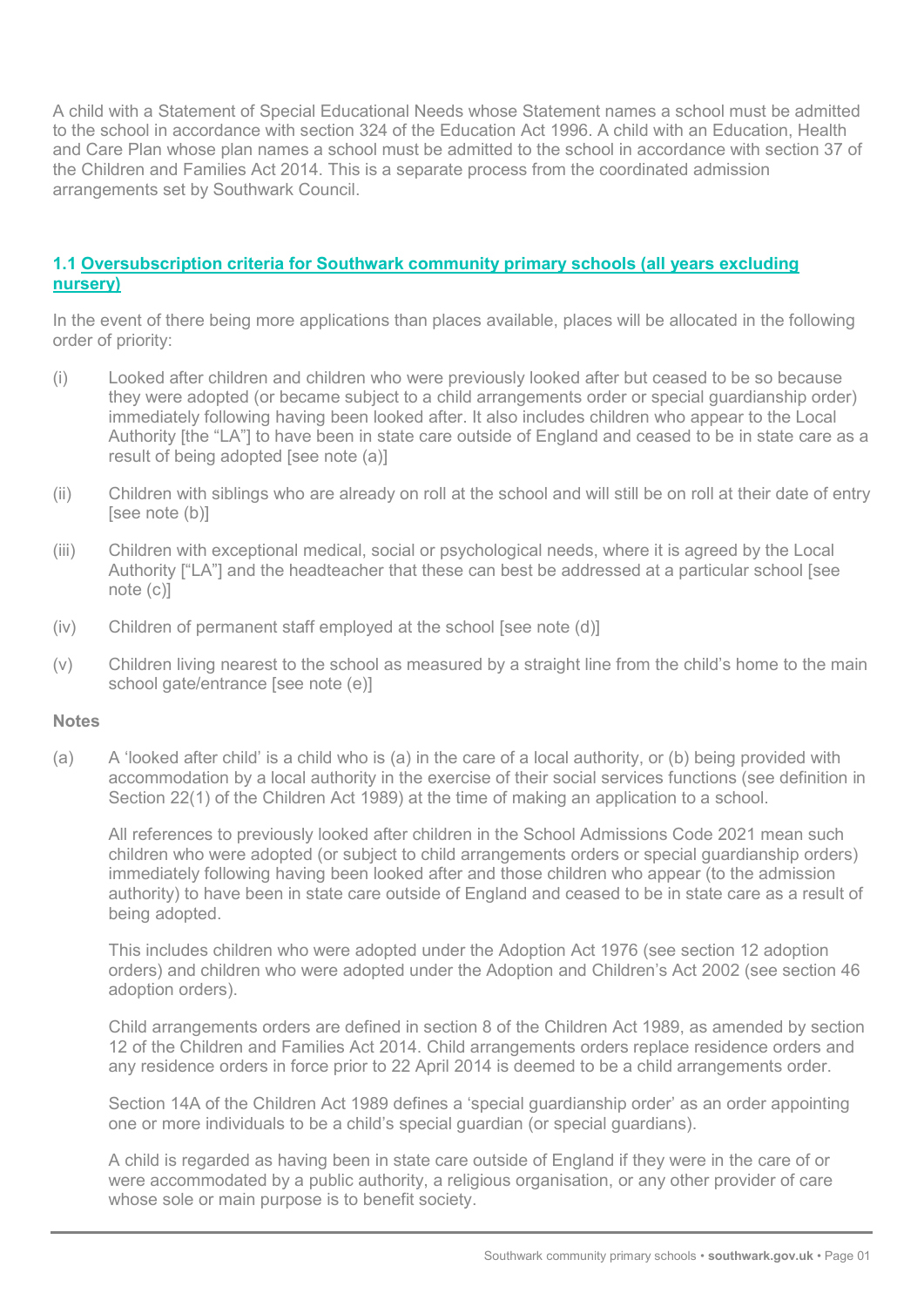A child with a Statement of Special Educational Needs whose Statement names a school must be admitted to the school in accordance with section 324 of the Education Act 1996. A child with an Education, Health and Care Plan whose plan names a school must be admitted to the school in accordance with section 37 of the Children and Families Act 2014. This is a separate process from the coordinated admission arrangements set by Southwark Council.

### 1.1 Oversubscription criteria for Southwark community primary schools (all years excluding nursery)

In the event of there being more applications than places available, places will be allocated in the following order of priority:

(i) Looked after children and children who were previously looked after but ceased to be so because they were adopted (or became subject to a child arrangements order or special guardianship order) immediately following having been looked after. It also includes children who appear to the Local Authority [the "LA"] to have been in state care outside of England and ceased to be in state care as a result of being adopted [see note (a)]

(ii) Children with siblings who are already on roll at the school and will still be on roll at their date of entry [see note (b)]

(iii) Children with exceptional medical, social or psychological needs, where it is agreed by the Local Authority ["LA"] and the headteacher that these can best be addressed at a particular school [see note (c)]

(iv) Children of permanent staff employed at the school [see note (d)]

(v) Children living nearest to the school as measured by a straight line from the child's home to the main school gate/entrance [see note (e)]

**Notes**

(a) A 'looked after child' is a child who is (a) in the care of a local authority, or (b) being provided with accommodation by a local authority in the exercise of their social services functions (see definition in Section 22(1) of the Children Act 1989) at the time of making an application to a school.

All references to previously looked after children in the School Admissions Code 2021 mean such children who were adopted (or subject to child arrangements orders or special guardianship orders) immediately following having been looked after and those children who appear (to the admission authority) to have been in state care outside of England and ceased to be in state care as a result of being adopted.

This includes children who were adopted under the Adoption Act 1976 (see section 12 adoption orders) and children who were adopted under the Adoption and Children's Act 2002 (see section 46 adoption orders).

Child arrangements orders are defined in section 8 of the Children Act 1989, as amended by section 12 of the Children and Families Act 2014. Child arrangements orders replace residence orders and any residence orders in force prior to 22 April 2014 is deemed to be a child arrangements order.

Section 14A of the Children Act 1989 defines a 'special guardianship order' as an order appointing one or more individuals to be a child's special guardian (or special guardians).

A child is regarded as having been in state care outside of England if they were in the care of or were accommodated by a public authority, a religious organisation, or any other provider of care whose sole or main purpose is to benefit society.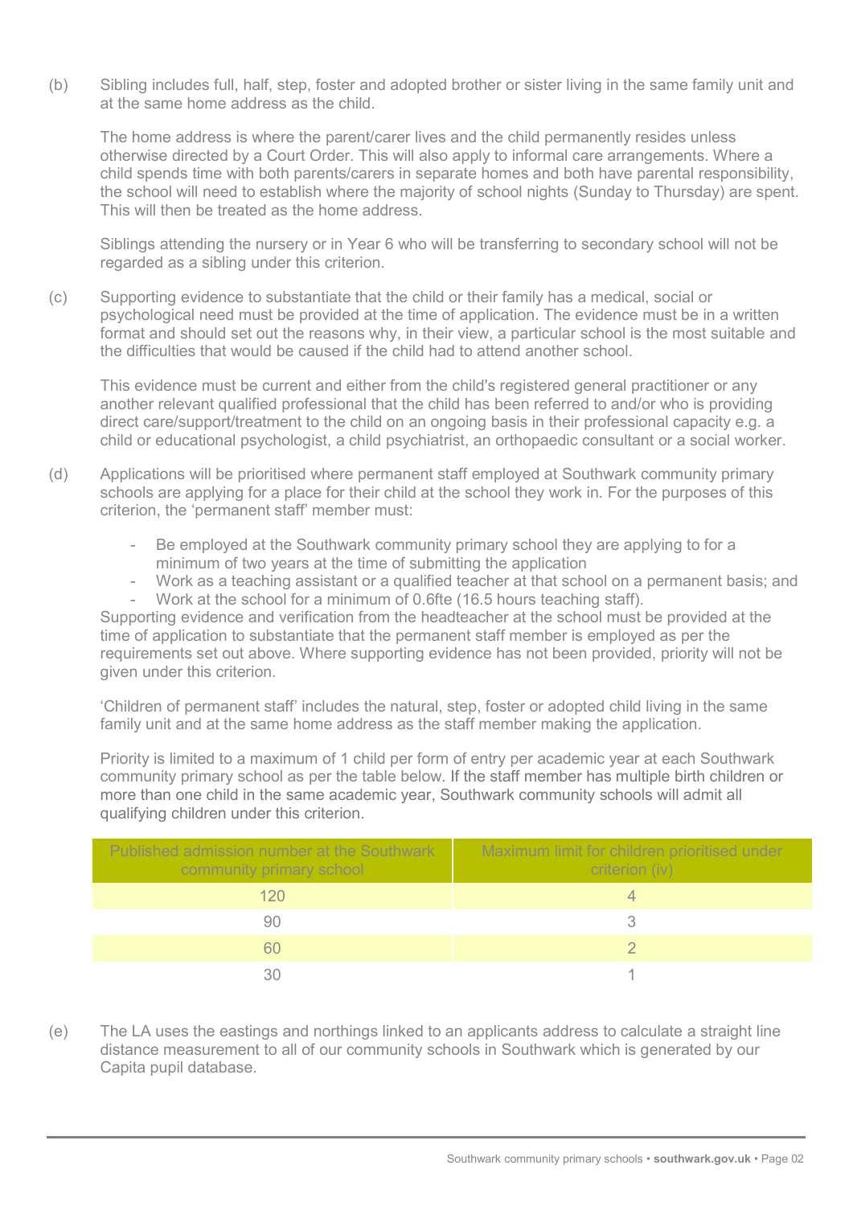(b) Sibling includes full, half, step, foster and adopted brother or sister living in the same family unit and at the same home address as the child.

The home address is where the parent/carer lives and the child permanently resides unless otherwise directed by a Court Order. This will also apply to informal care arrangements. Where a child spends time with both parents/carers in separate homes and both have parental responsibility, the school will need to establish where the majority of school nights (Sunday to Thursday) are spent. This will then be treated as the home address.

Siblings attending the nursery or in Year 6 who will be transferring to secondary school will not be regarded as a sibling under this criterion.

(c) Supporting evidence to substantiate that the child or their family has a medical, social or psychological need must be provided at the time of application. The evidence must be in a written format and should set out the reasons why, in their view, a particular school is the most suitable and the difficulties that would be caused if the child had to attend another school.

This evidence must be current and either from the child's registered general practitioner or any another relevant qualified professional that the child has been referred to and/or who is providing direct care/support/treatment to the child on an ongoing basis in their professional capacity e.g. a child or educational psychologist, a child psychiatrist, an orthopaedic consultant or a social worker.

(d) Applications will be prioritised where permanent staff employed at Southwark community primary schools are applying for a place for their child at the school they work in. For the purposes of this criterion, the 'permanent staff' member must:

- Be employed at the Southwark community primary school they are applying to for a minimum of two years at the time of submitting the application
- Work as a teaching assistant or a qualified teacher at that school on a permanent basis; and
- Work at the school for a minimum of 0.6fte (16.5 hours teaching staff).

Supporting evidence and verification from the headteacher at the school must be provided at the time of application to substantiate that the permanent staff member is employed as per the requirements set out above. Where supporting evidence has not been provided, priority will not be given under this criterion.

'Children of permanent staff' includes the natural, step, foster or adopted child living in the same family unit and at the same home address as the staff member making the application.

Priority is limited to a maximum of 1 child per form of entry per academic year at each Southwark community primary school as per the table below. If the staff member has multiple birth children or more than one child in the same academic year, Southwark community schools will admit all qualifying children under this criterion.

| Published admission number at the Southwark community primary school | Maximum limit for children prioritised under criterion (iv) |
|---|---|
| 120 | 4 |
| 90 | 3 |
| 60 | 2 |
| 30 | 1 |

(e) The LA uses the eastings and northings linked to an applicants address to calculate a straight line distance measurement to all of our community schools in Southwark which is generated by our Capita pupil database.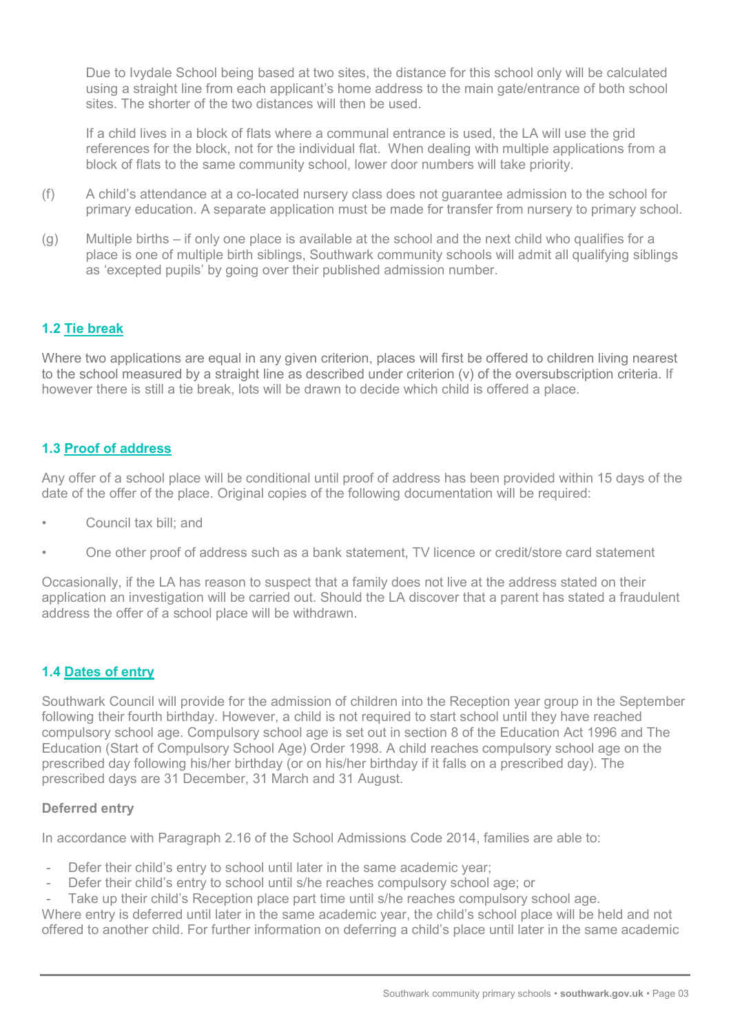Due to Ivydale School being based at two sites, the distance for this school only will be calculated using a straight line from each applicant's home address to the main gate/entrance of both school sites. The shorter of the two distances will then be used.

If a child lives in a block of flats where a communal entrance is used, the LA will use the grid references for the block, not for the individual flat. When dealing with multiple applications from a block of flats to the same community school, lower door numbers will take priority.

(f) A child's attendance at a co-located nursery class does not guarantee admission to the school for primary education. A separate application must be made for transfer from nursery to primary school.

(g) Multiple births – if only one place is available at the school and the next child who qualifies for a place is one of multiple birth siblings, Southwark community schools will admit all qualifying siblings as 'excepted pupils' by going over their published admission number.

## 1.2 Tie break

Where two applications are equal in any given criterion, places will first be offered to children living nearest to the school measured by a straight line as described under criterion (v) of the oversubscription criteria. If however there is still a tie break, lots will be drawn to decide which child is offered a place.

## 1.3 Proof of address

Any offer of a school place will be conditional until proof of address has been provided within 15 days of the date of the offer of the place. Original copies of the following documentation will be required:

- Council tax bill; and
- One other proof of address such as a bank statement, TV licence or credit/store card statement

Occasionally, if the LA has reason to suspect that a family does not live at the address stated on their application an investigation will be carried out. Should the LA discover that a parent has stated a fraudulent address the offer of a school place will be withdrawn.

## 1.4 Dates of entry

Southwark Council will provide for the admission of children into the Reception year group in the September following their fourth birthday. However, a child is not required to start school until they have reached compulsory school age. Compulsory school age is set out in section 8 of the Education Act 1996 and The Education (Start of Compulsory School Age) Order 1998. A child reaches compulsory school age on the prescribed day following his/her birthday (or on his/her birthday if it falls on a prescribed day). The prescribed days are 31 December, 31 March and 31 August.

**Deferred entry**

In accordance with Paragraph 2.16 of the School Admissions Code 2014, families are able to:

- Defer their child's entry to school until later in the same academic year;
- Defer their child's entry to school until s/he reaches compulsory school age; or
- Take up their child's Reception place part time until s/he reaches compulsory school age.

Where entry is deferred until later in the same academic year, the child's school place will be held and not offered to another child. For further information on deferring a child's place until later in the same academic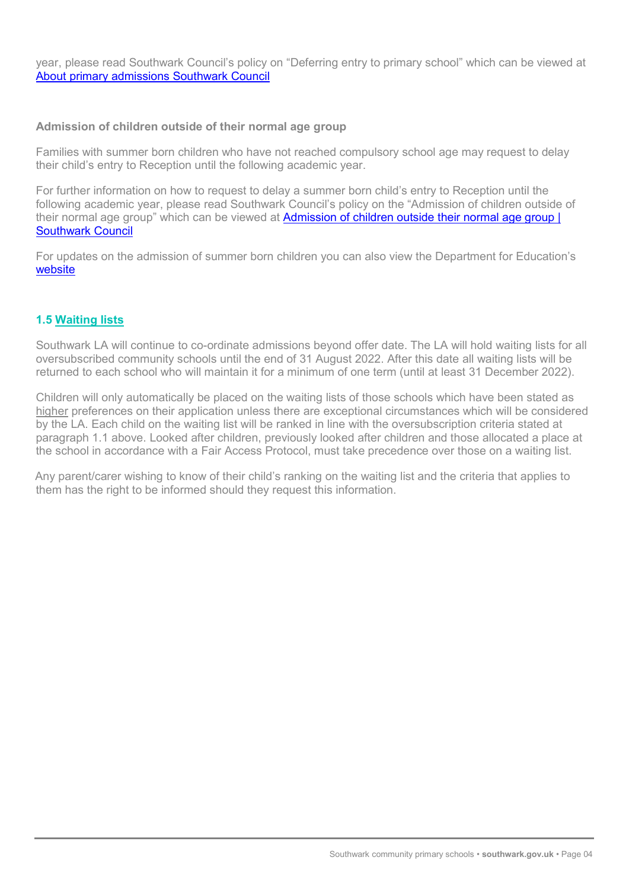year, please read Southwark Council's policy on "Deferring entry to primary school" which can be viewed at [About primary admissions Southwark Council]

**Admission of children outside of their normal age group**

Families with summer born children who have not reached compulsory school age may request to delay their child's entry to Reception until the following academic year.

For further information on how to request to delay a summer born child's entry to Reception until the following academic year, please read Southwark Council's policy on the "Admission of children outside of their normal age group" which can be viewed at [Admission of children outside their normal age group | Southwark Council]

For updates on the admission of summer born children you can also view the Department for Education's [website]

### 1.5 Waiting lists

Southwark LA will continue to co-ordinate admissions beyond offer date. The LA will hold waiting lists for all oversubscribed community schools until the end of 31 August 2022. After this date all waiting lists will be returned to each school who will maintain it for a minimum of one term (until at least 31 December 2022).

Children will only automatically be placed on the waiting lists of those schools which have been stated as higher preferences on their application unless there are exceptional circumstances which will be considered by the LA. Each child on the waiting list will be ranked in line with the oversubscription criteria stated at paragraph 1.1 above. Looked after children, previously looked after children and those allocated a place at the school in accordance with a Fair Access Protocol, must take precedence over those on a waiting list.

Any parent/carer wishing to know of their child's ranking on the waiting list and the criteria that applies to them has the right to be informed should they request this information.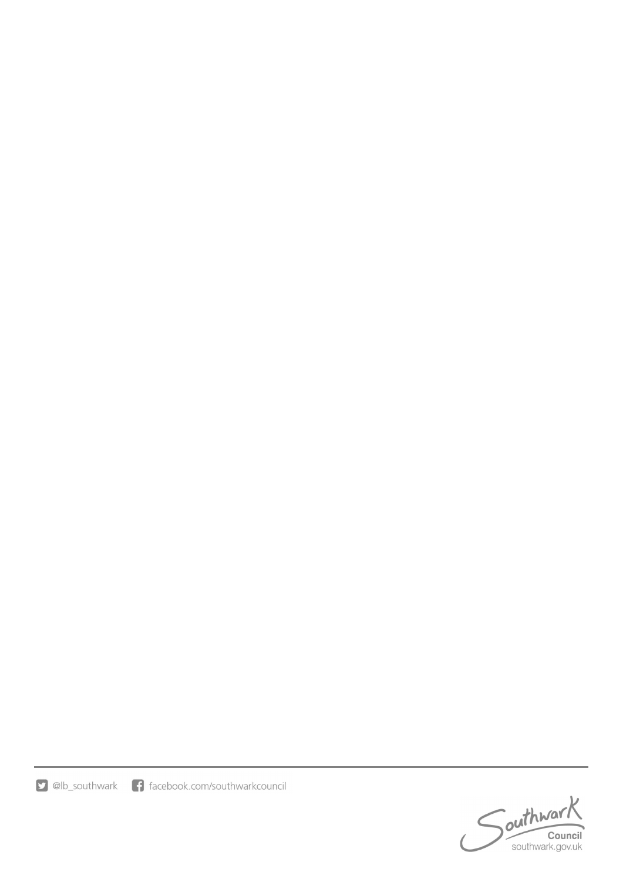@lb_southwark facebook.com/southwarkcouncil

Southwark Council
southwark.gov.uk